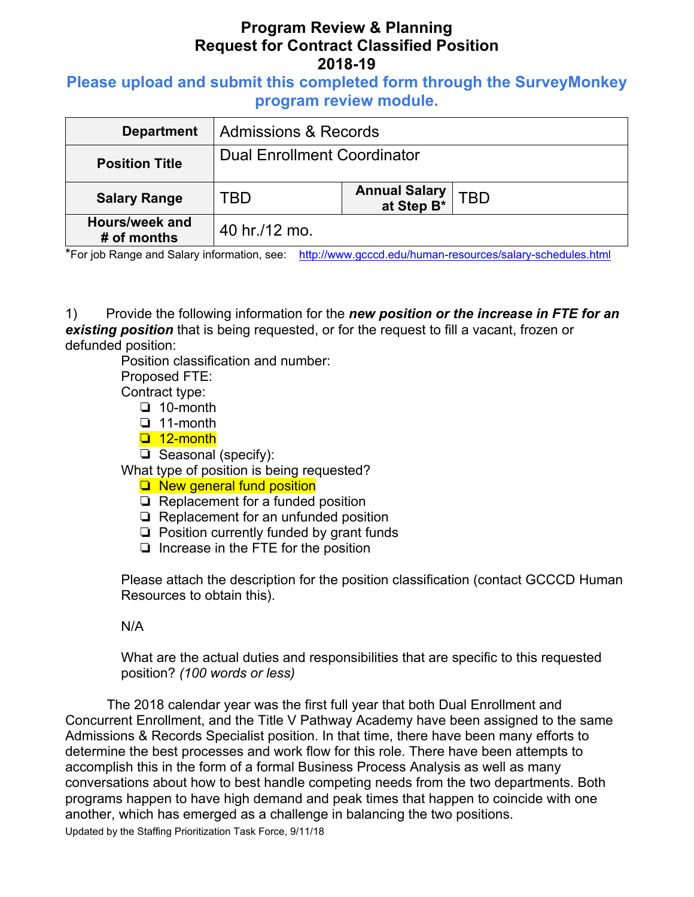# Program Review & Planning
# Request for Contract Classified Position
# 2018-19

**Please upload and submit this completed form through the SurveyMonkey program review module.**

| **Department** | Admissions & Records | | |
|---|---|---|---|
| **Position Title** | Dual Enrollment Coordinator | | |
| **Salary Range** | TBD | **Annual Salary at Step B*** | TBD |
| **Hours/week and # of months** | 40 hr./12 mo. | | |

*For job Range and Salary information, see: http://www.gcccd.edu/human-resources/salary-schedules.html

1) Provide the following information for the ***new position or the increase in FTE for an existing position*** that is being requested, or for the request to fill a vacant, frozen or defunded position:

Position classification and number:

Proposed FTE:

Contract type:

- ❑ 10-month
- ❑ 11-month
- ❑ 12-month
- ❑ Seasonal (specify):

What type of position is being requested?

- ❑ New general fund position
- ❑ Replacement for a funded position
- ❑ Replacement for an unfunded position
- ❑ Position currently funded by grant funds
- ❑ Increase in the FTE for the position

Please attach the description for the position classification (contact GCCCD Human Resources to obtain this).

N/A

What are the actual duties and responsibilities that are specific to this requested position? *(100 words or less)*

The 2018 calendar year was the first full year that both Dual Enrollment and Concurrent Enrollment, and the Title V Pathway Academy have been assigned to the same Admissions & Records Specialist position. In that time, there have been many efforts to determine the best processes and work flow for this role. There have been attempts to accomplish this in the form of a formal Business Process Analysis as well as many conversations about how to best handle competing needs from the two departments. Both programs happen to have high demand and peak times that happen to coincide with one another, which has emerged as a challenge in balancing the two positions.

Updated by the Staffing Prioritization Task Force, 9/11/18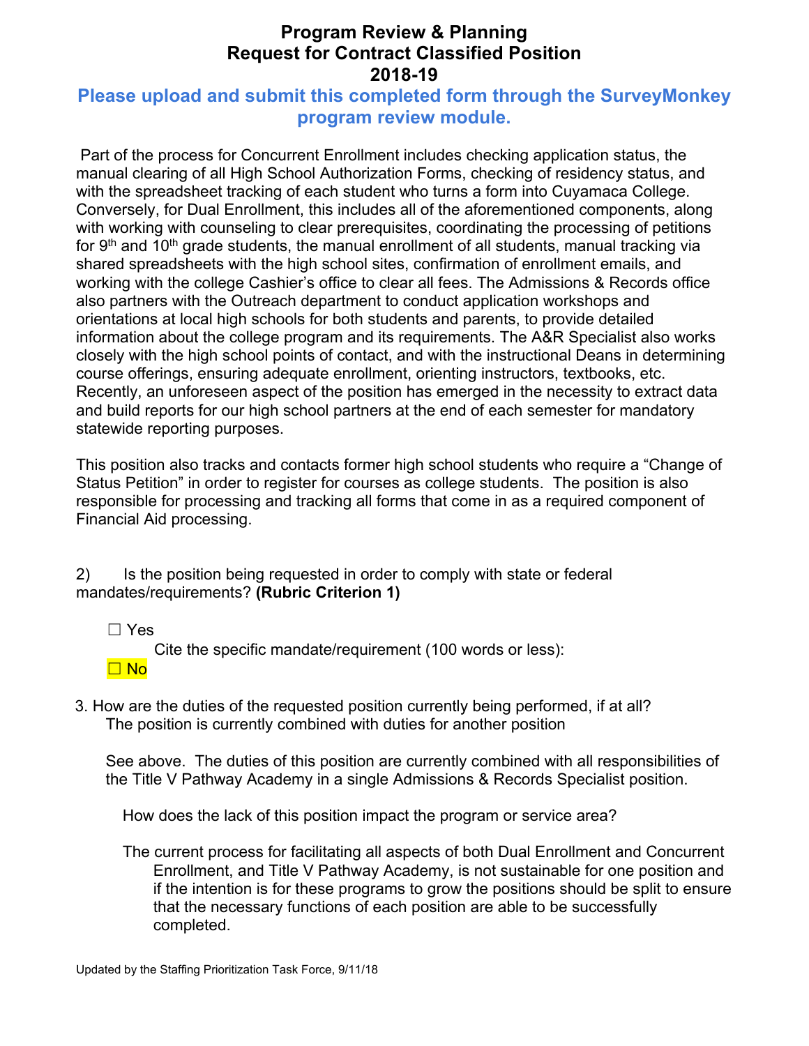# Program Review & Planning
# Request for Contract Classified Position
# 2018-19

**Please upload and submit this completed form through the SurveyMonkey program review module.**

Part of the process for Concurrent Enrollment includes checking application status, the manual clearing of all High School Authorization Forms, checking of residency status, and with the spreadsheet tracking of each student who turns a form into Cuyamaca College. Conversely, for Dual Enrollment, this includes all of the aforementioned components, along with working with counseling to clear prerequisites, coordinating the processing of petitions for 9th and 10th grade students, the manual enrollment of all students, manual tracking via shared spreadsheets with the high school sites, confirmation of enrollment emails, and working with the college Cashier's office to clear all fees. The Admissions & Records office also partners with the Outreach department to conduct application workshops and orientations at local high schools for both students and parents, to provide detailed information about the college program and its requirements. The A&R Specialist also works closely with the high school points of contact, and with the instructional Deans in determining course offerings, ensuring adequate enrollment, orienting instructors, textbooks, etc. Recently, an unforeseen aspect of the position has emerged in the necessity to extract data and build reports for our high school partners at the end of each semester for mandatory statewide reporting purposes.

This position also tracks and contacts former high school students who require a "Change of Status Petition" in order to register for courses as college students. The position is also responsible for processing and tracking all forms that come in as a required component of Financial Aid processing.

2) Is the position being requested in order to comply with state or federal mandates/requirements? **(Rubric Criterion 1)**

☐ Yes

Cite the specific mandate/requirement (100 words or less):

☐ No

3. How are the duties of the requested position currently being performed, if at all?

The position is currently combined with duties for another position

See above. The duties of this position are currently combined with all responsibilities of the Title V Pathway Academy in a single Admissions & Records Specialist position.

How does the lack of this position impact the program or service area?

The current process for facilitating all aspects of both Dual Enrollment and Concurrent Enrollment, and Title V Pathway Academy, is not sustainable for one position and if the intention is for these programs to grow the positions should be split to ensure that the necessary functions of each position are able to be successfully completed.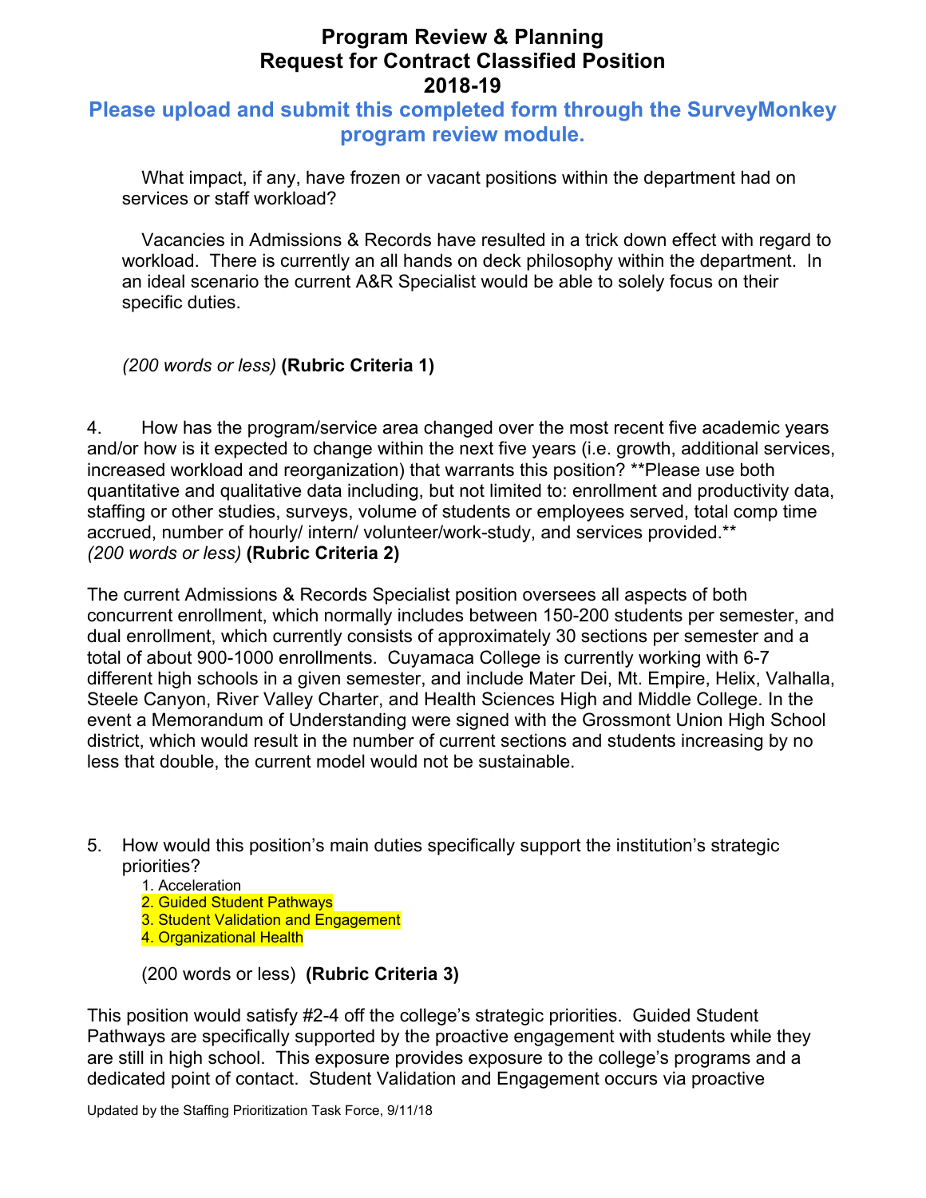# Program Review & Planning
# Request for Contract Classified Position
# 2018-19

## Please upload and submit this completed form through the SurveyMonkey program review module.

What impact, if any, have frozen or vacant positions within the department had on services or staff workload?

Vacancies in Admissions & Records have resulted in a trick down effect with regard to workload. There is currently an all hands on deck philosophy within the department. In an ideal scenario the current A&R Specialist would be able to solely focus on their specific duties.

*(200 words or less)* **(Rubric Criteria 1)**

4. How has the program/service area changed over the most recent five academic years and/or how is it expected to change within the next five years (i.e. growth, additional services, increased workload and reorganization) that warrants this position? **Please use both quantitative and qualitative data including, but not limited to: enrollment and productivity data, staffing or other studies, surveys, volume of students or employees served, total comp time accrued, number of hourly/ intern/ volunteer/work-study, and services provided.**
*(200 words or less)* **(Rubric Criteria 2)**

The current Admissions & Records Specialist position oversees all aspects of both concurrent enrollment, which normally includes between 150-200 students per semester, and dual enrollment, which currently consists of approximately 30 sections per semester and a total of about 900-1000 enrollments. Cuyamaca College is currently working with 6-7 different high schools in a given semester, and include Mater Dei, Mt. Empire, Helix, Valhalla, Steele Canyon, River Valley Charter, and Health Sciences High and Middle College. In the event a Memorandum of Understanding were signed with the Grossmont Union High School district, which would result in the number of current sections and students increasing by no less that double, the current model would not be sustainable.

5. How would this position's main duties specifically support the institution's strategic priorities?
   1. Acceleration
   2. Guided Student Pathways
   3. Student Validation and Engagement
   4. Organizational Health

   (200 words or less) **(Rubric Criteria 3)**

This position would satisfy #2-4 off the college's strategic priorities. Guided Student Pathways are specifically supported by the proactive engagement with students while they are still in high school. This exposure provides exposure to the college's programs and a dedicated point of contact. Student Validation and Engagement occurs via proactive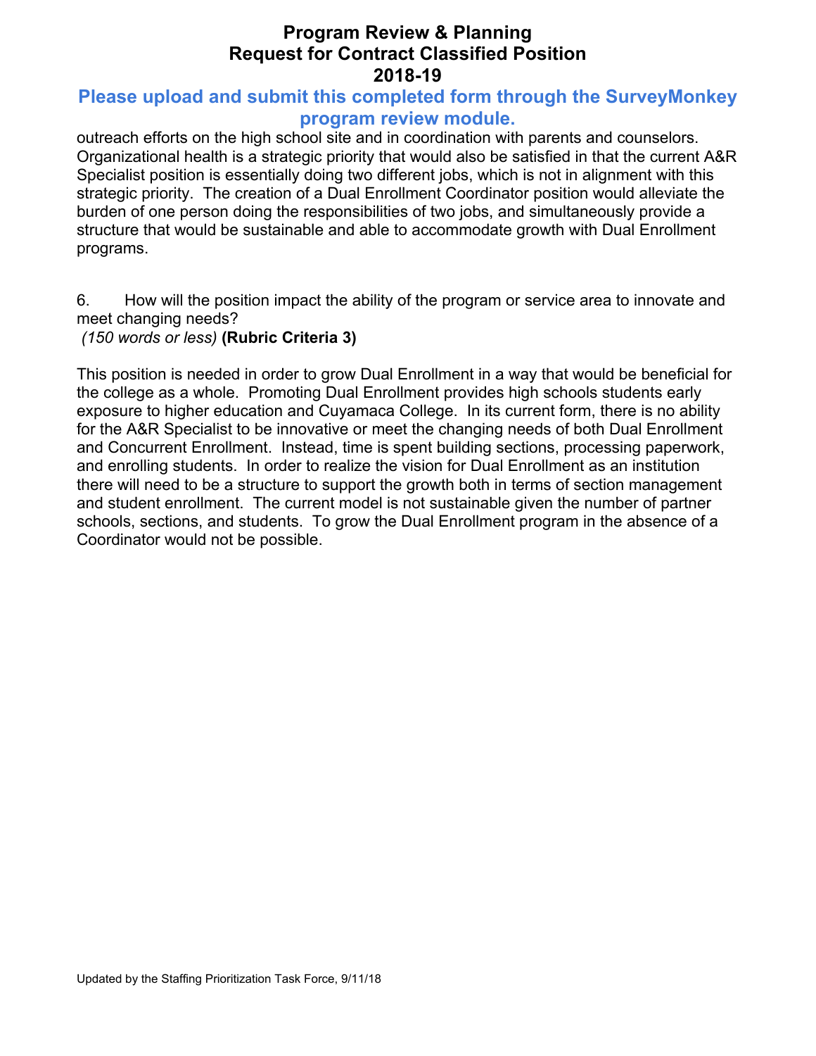outreach efforts on the high school site and in coordination with parents and counselors. Organizational health is a strategic priority that would also be satisfied in that the current A&R Specialist position is essentially doing two different jobs, which is not in alignment with this strategic priority. The creation of a Dual Enrollment Coordinator position would alleviate the burden of one person doing the responsibilities of two jobs, and simultaneously provide a structure that would be sustainable and able to accommodate growth with Dual Enrollment programs.

6. How will the position impact the ability of the program or service area to innovate and meet changing needs?
*(150 words or less)* **(Rubric Criteria 3)**

This position is needed in order to grow Dual Enrollment in a way that would be beneficial for the college as a whole. Promoting Dual Enrollment provides high schools students early exposure to higher education and Cuyamaca College. In its current form, there is no ability for the A&R Specialist to be innovative or meet the changing needs of both Dual Enrollment and Concurrent Enrollment. Instead, time is spent building sections, processing paperwork, and enrolling students. In order to realize the vision for Dual Enrollment as an institution there will need to be a structure to support the growth both in terms of section management and student enrollment. The current model is not sustainable given the number of partner schools, sections, and students. To grow the Dual Enrollment program in the absence of a Coordinator would not be possible.